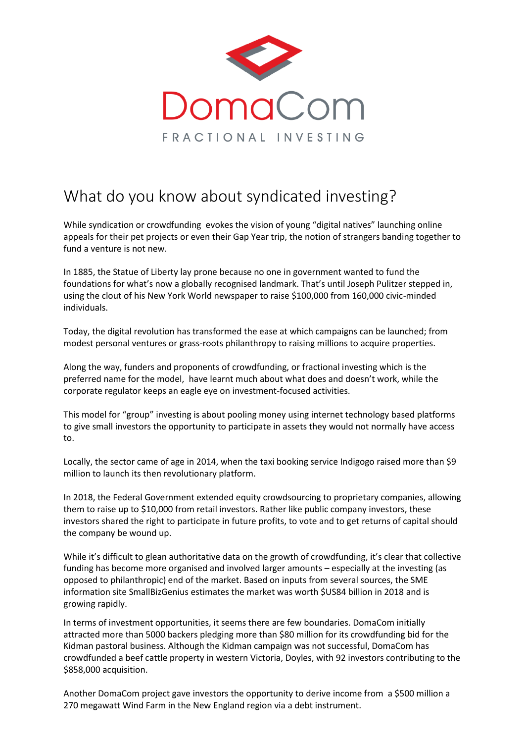# DomaCom

FRACTIONAL INVESTING

## What do you know about syndicated investing?

While syndication or crowdfunding evokes the vision of young "digital natives" launching online appeals for their pet projects or even their Gap Year trip, the notion of strangers banding together to fund a venture is not new.

In 1885, the Statue of Liberty lay prone because no one in government wanted to fund the foundations for what's now a globally recognised landmark. That's until Joseph Pulitzer stepped in, using the clout of his New York World newspaper to raise $100,000 from 160,000 civic-minded individuals.

Today, the digital revolution has transformed the ease at which campaigns can be launched; from modest personal ventures or grass-roots philanthropy to raising millions to acquire properties.

Along the way, funders and proponents of crowdfunding, or fractional investing which is the preferred name for the model, have learnt much about what does and doesn't work, while the corporate regulator keeps an eagle eye on investment-focused activities.

This model for "group" investing is about pooling money using internet technology based platforms to give small investors the opportunity to participate in assets they would not normally have access to.

Locally, the sector came of age in 2014, when the taxi booking service Indigogo raised more than $9 million to launch its then revolutionary platform.

In 2018, the Federal Government extended equity crowdsourcing to proprietary companies, allowing them to raise up to $10,000 from retail investors. Rather like public company investors, these investors shared the right to participate in future profits, to vote and to get returns of capital should the company be wound up.

While it's difficult to glean authoritative data on the growth of crowdfunding, it's clear that collective funding has become more organised and involved larger amounts – especially at the investing (as opposed to philanthropic) end of the market. Based on inputs from several sources, the SME information site SmallBizGenius estimates the market was worth $US84 billion in 2018 and is growing rapidly.

In terms of investment opportunities, it seems there are few boundaries. DomaCom initially attracted more than 5000 backers pledging more than $80 million for its crowdfunding bid for the Kidman pastoral business. Although the Kidman campaign was not successful, DomaCom has crowdfunded a beef cattle property in western Victoria, Doyles, with 92 investors contributing to the $858,000 acquisition.

Another DomaCom project gave investors the opportunity to derive income from a $500 million a 270 megawatt Wind Farm in the New England region via a debt instrument.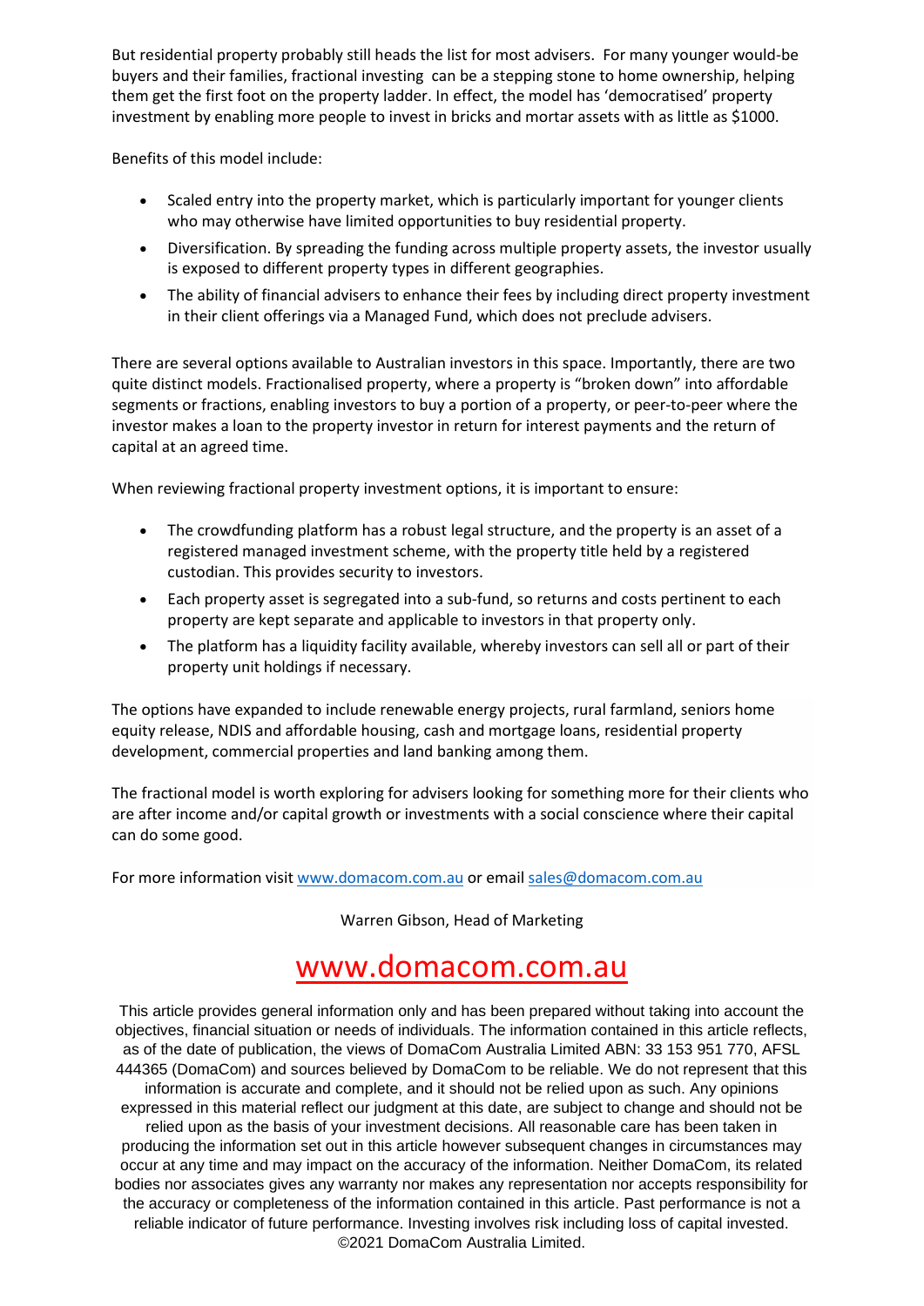But residential property probably still heads the list for most advisers. For many younger would-be buyers and their families, fractional investing can be a stepping stone to home ownership, helping them get the first foot on the property ladder. In effect, the model has 'democratised' property investment by enabling more people to invest in bricks and mortar assets with as little as $1000.

Benefits of this model include:

- Scaled entry into the property market, which is particularly important for younger clients who may otherwise have limited opportunities to buy residential property.
- Diversification. By spreading the funding across multiple property assets, the investor usually is exposed to different property types in different geographies.
- The ability of financial advisers to enhance their fees by including direct property investment in their client offerings via a Managed Fund, which does not preclude advisers.

There are several options available to Australian investors in this space. Importantly, there are two quite distinct models. Fractionalised property, where a property is "broken down" into affordable segments or fractions, enabling investors to buy a portion of a property, or peer-to-peer where the investor makes a loan to the property investor in return for interest payments and the return of capital at an agreed time.

When reviewing fractional property investment options, it is important to ensure:

- The crowdfunding platform has a robust legal structure, and the property is an asset of a registered managed investment scheme, with the property title held by a registered custodian. This provides security to investors.
- Each property asset is segregated into a sub-fund, so returns and costs pertinent to each property are kept separate and applicable to investors in that property only.
- The platform has a liquidity facility available, whereby investors can sell all or part of their property unit holdings if necessary.

The options have expanded to include renewable energy projects, rural farmland, seniors home equity release, NDIS and affordable housing, cash and mortgage loans, residential property development, commercial properties and land banking among them.

The fractional model is worth exploring for advisers looking for something more for their clients who are after income and/or capital growth or investments with a social conscience where their capital can do some good.

For more information visit [www.domacom.com.au](http://www.domacom.com.au) or email [sales@domacom.com.au](mailto:sales@domacom.com.au)

Warren Gibson, Head of Marketing

## [www.domacom.com.au](http://www.domacom.com.au)

This article provides general information only and has been prepared without taking into account the objectives, financial situation or needs of individuals. The information contained in this article reflects, as of the date of publication, the views of DomaCom Australia Limited ABN: 33 153 951 770, AFSL 444365 (DomaCom) and sources believed by DomaCom to be reliable. We do not represent that this information is accurate and complete, and it should not be relied upon as such. Any opinions expressed in this material reflect our judgment at this date, are subject to change and should not be relied upon as the basis of your investment decisions. All reasonable care has been taken in producing the information set out in this article however subsequent changes in circumstances may occur at any time and may impact on the accuracy of the information. Neither DomaCom, its related bodies nor associates gives any warranty nor makes any representation nor accepts responsibility for the accuracy or completeness of the information contained in this article. Past performance is not a reliable indicator of future performance. Investing involves risk including loss of capital invested. ©2021 DomaCom Australia Limited.